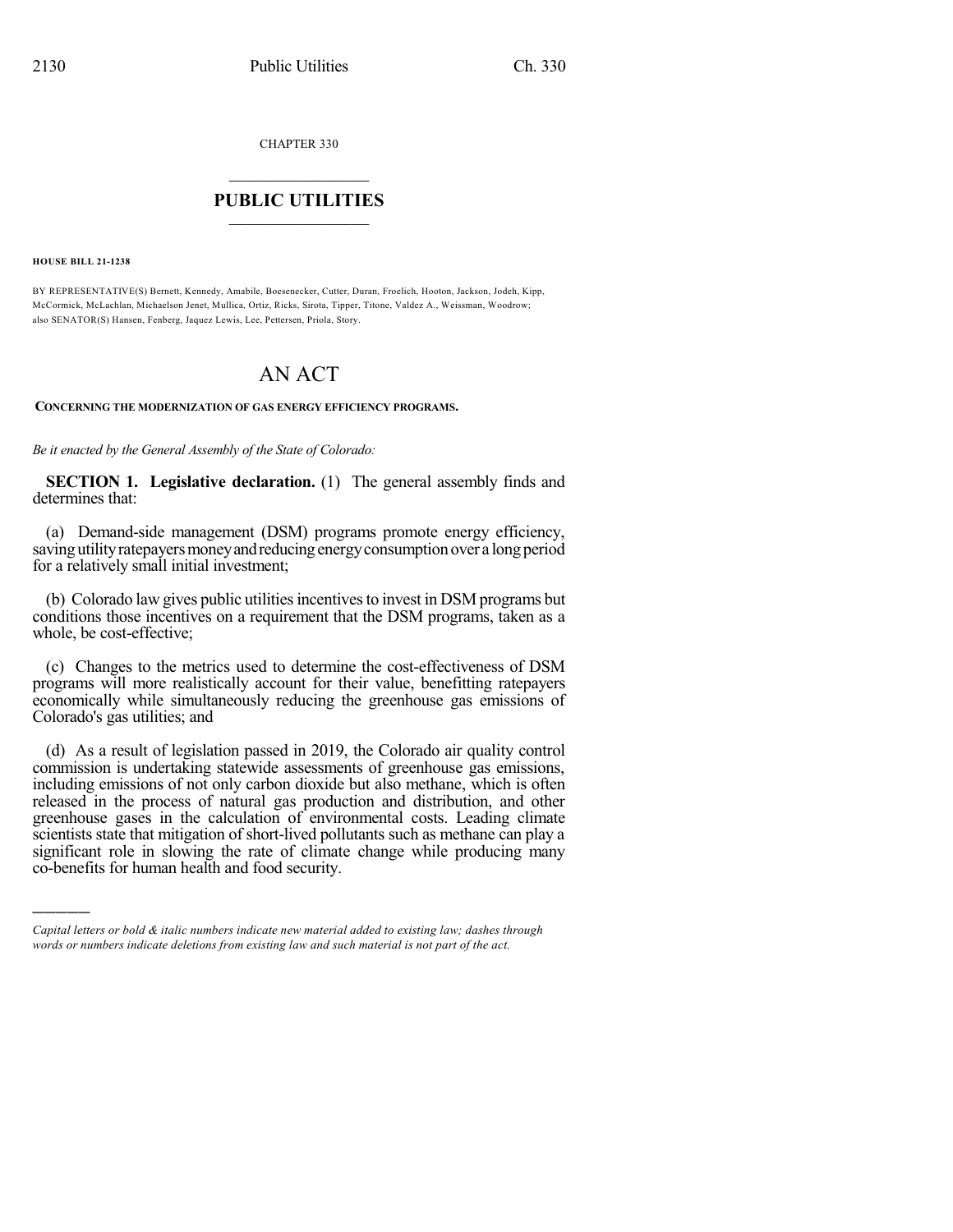CHAPTER 330

# PUBLIC UTILITIES

**HOUSE BILL 21-1238**

BY REPRESENTATIVE(S) Bernett, Kennedy, Amabile, Boesenecker, Cutter, Duran, Froelich, Hooton, Jackson, Jodeh, Kipp, McCormick, McLachlan, Michaelson Jenet, Mullica, Ortiz, Ricks, Sirota, Tipper, Titone, Valdez A., Weissman, Woodrow; also SENATOR(S) Hansen, Fenberg, Jaquez Lewis, Lee, Pettersen, Priola, Story.

# AN ACT

**CONCERNING THE MODERNIZATION OF GAS ENERGY EFFICIENCY PROGRAMS.**

*Be it enacted by the General Assembly of the State of Colorado:*

**SECTION 1. Legislative declaration.** (1) The general assembly finds and determines that:

(a) Demand-side management (DSM) programs promote energy efficiency, saving utility ratepayers money and reducing energy consumption over a long period for a relatively small initial investment;

(b) Colorado law gives public utilities incentives to invest in DSM programs but conditions those incentives on a requirement that the DSM programs, taken as a whole, be cost-effective;

(c) Changes to the metrics used to determine the cost-effectiveness of DSM programs will more realistically account for their value, benefitting ratepayers economically while simultaneously reducing the greenhouse gas emissions of Colorado's gas utilities; and

(d) As a result of legislation passed in 2019, the Colorado air quality control commission is undertaking statewide assessments of greenhouse gas emissions, including emissions of not only carbon dioxide but also methane, which is often released in the process of natural gas production and distribution, and other greenhouse gases in the calculation of environmental costs. Leading climate scientists state that mitigation of short-lived pollutants such as methane can play a significant role in slowing the rate of climate change while producing many co-benefits for human health and food security.

---

*Capital letters or bold & italic numbers indicate new material added to existing law; dashes through words or numbers indicate deletions from existing law and such material is not part of the act.*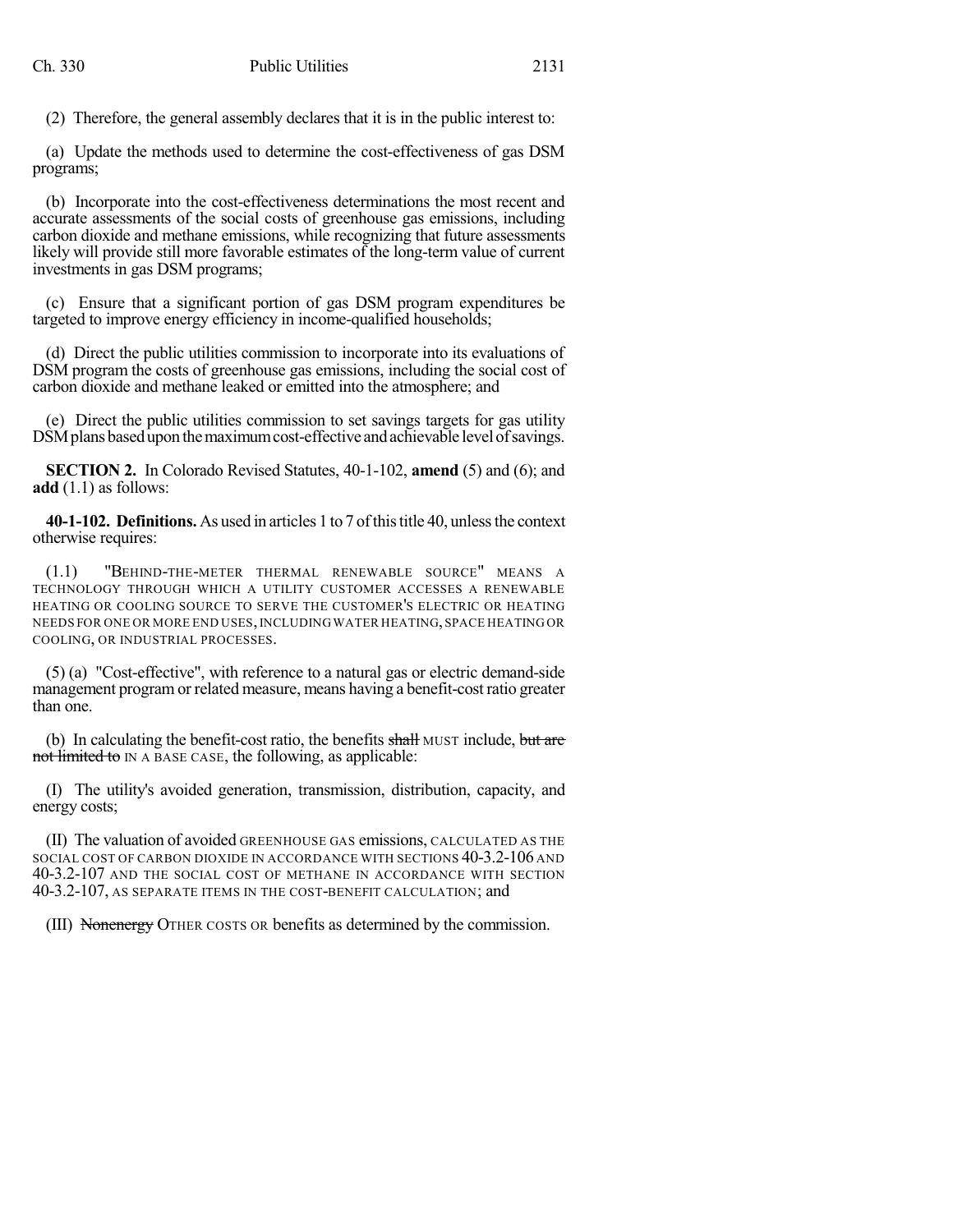(2) Therefore, the general assembly declares that it is in the public interest to:

(a) Update the methods used to determine the cost-effectiveness of gas DSM programs;

(b) Incorporate into the cost-effectiveness determinations the most recent and accurate assessments of the social costs of greenhouse gas emissions, including carbon dioxide and methane emissions, while recognizing that future assessments likely will provide still more favorable estimates of the long-term value of current investments in gas DSM programs;

(c) Ensure that a significant portion of gas DSM program expenditures be targeted to improve energy efficiency in income-qualified households;

(d) Direct the public utilities commission to incorporate into its evaluations of DSM program the costs of greenhouse gas emissions, including the social cost of carbon dioxide and methane leaked or emitted into the atmosphere; and

(e) Direct the public utilities commission to set savings targets for gas utility DSM plans based upon the maximum cost-effective and achievable level of savings.

**SECTION 2.** In Colorado Revised Statutes, 40-1-102, **amend** (5) and (6); and **add** (1.1) as follows:

**40-1-102. Definitions.** As used in articles 1 to 7 of this title 40, unless the context otherwise requires:

(1.1) "BEHIND-THE-METER THERMAL RENEWABLE SOURCE" MEANS A TECHNOLOGY THROUGH WHICH A UTILITY CUSTOMER ACCESSES A RENEWABLE HEATING OR COOLING SOURCE TO SERVE THE CUSTOMER'S ELECTRIC OR HEATING NEEDS FOR ONE OR MORE END USES, INCLUDING WATER HEATING, SPACE HEATING OR COOLING, OR INDUSTRIAL PROCESSES.

(5) (a) "Cost-effective", with reference to a natural gas or electric demand-side management program or related measure, means having a benefit-cost ratio greater than one.

(b) In calculating the benefit-cost ratio, the benefits ~~shall~~ MUST include, ~~but are not limited to~~ IN A BASE CASE, the following, as applicable:

(I) The utility's avoided generation, transmission, distribution, capacity, and energy costs;

(II) The valuation of avoided GREENHOUSE GAS emissions, CALCULATED AS THE SOCIAL COST OF CARBON DIOXIDE IN ACCORDANCE WITH SECTIONS 40-3.2-106 AND 40-3.2-107 AND THE SOCIAL COST OF METHANE IN ACCORDANCE WITH SECTION 40-3.2-107, AS SEPARATE ITEMS IN THE COST-BENEFIT CALCULATION; and

(III) ~~Nonenergy~~ OTHER COSTS OR benefits as determined by the commission.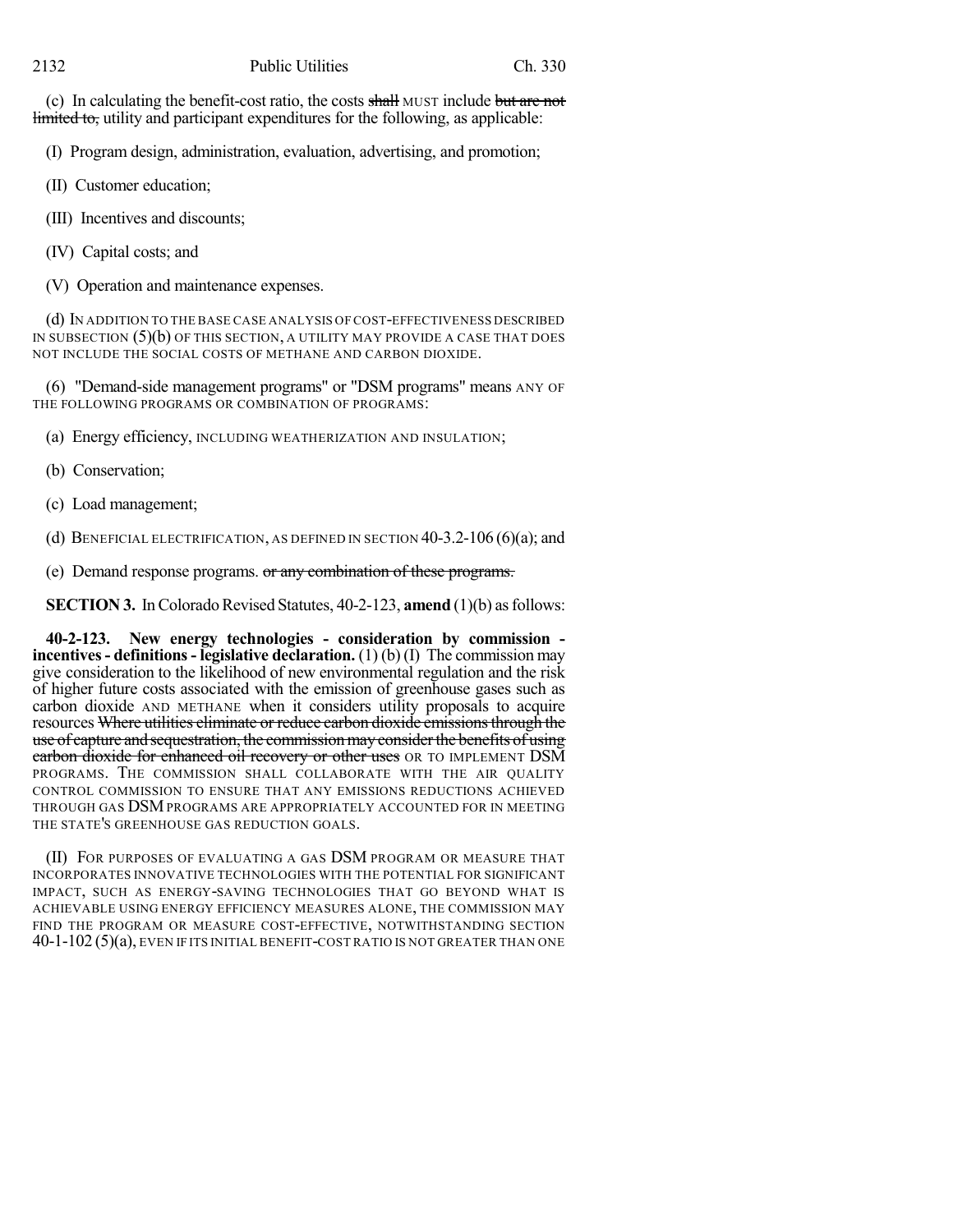(c) In calculating the benefit-cost ratio, the costs ~~shall~~ MUST include ~~but are not limited to,~~ utility and participant expenditures for the following, as applicable:

(I) Program design, administration, evaluation, advertising, and promotion;

(II) Customer education;

(III) Incentives and discounts;

(IV) Capital costs; and

(V) Operation and maintenance expenses.

(d) IN ADDITION TO THE BASE CASE ANALYSIS OF COST-EFFECTIVENESS DESCRIBED IN SUBSECTION (5)(b) OF THIS SECTION, A UTILITY MAY PROVIDE A CASE THAT DOES NOT INCLUDE THE SOCIAL COSTS OF METHANE AND CARBON DIOXIDE.

(6) "Demand-side management programs" or "DSM programs" means ANY OF THE FOLLOWING PROGRAMS OR COMBINATION OF PROGRAMS:

(a) Energy efficiency, INCLUDING WEATHERIZATION AND INSULATION;

(b) Conservation;

(c) Load management;

(d) BENEFICIAL ELECTRIFICATION, AS DEFINED IN SECTION 40-3.2-106 (6)(a); and

(e) Demand response programs. ~~or any combination of these programs.~~

**SECTION 3.** In Colorado Revised Statutes, 40-2-123, **amend** (1)(b) as follows:

**40-2-123. New energy technologies - consideration by commission - incentives - definitions - legislative declaration.** (1) (b) (I) The commission may give consideration to the likelihood of new environmental regulation and the risk of higher future costs associated with the emission of greenhouse gases such as carbon dioxide AND METHANE when it considers utility proposals to acquire resources ~~Where utilities eliminate or reduce carbon dioxide emissions through the use of capture and sequestration, the commission may consider the benefits of using carbon dioxide for enhanced oil recovery or other uses~~ OR TO IMPLEMENT DSM PROGRAMS. THE COMMISSION SHALL COLLABORATE WITH THE AIR QUALITY CONTROL COMMISSION TO ENSURE THAT ANY EMISSIONS REDUCTIONS ACHIEVED THROUGH GAS DSM PROGRAMS ARE APPROPRIATELY ACCOUNTED FOR IN MEETING THE STATE'S GREENHOUSE GAS REDUCTION GOALS.

(II) FOR PURPOSES OF EVALUATING A GAS DSM PROGRAM OR MEASURE THAT INCORPORATES INNOVATIVE TECHNOLOGIES WITH THE POTENTIAL FOR SIGNIFICANT IMPACT, SUCH AS ENERGY-SAVING TECHNOLOGIES THAT GO BEYOND WHAT IS ACHIEVABLE USING ENERGY EFFICIENCY MEASURES ALONE, THE COMMISSION MAY FIND THE PROGRAM OR MEASURE COST-EFFECTIVE, NOTWITHSTANDING SECTION 40-1-102 (5)(a), EVEN IF ITS INITIAL BENEFIT-COST RATIO IS NOT GREATER THAN ONE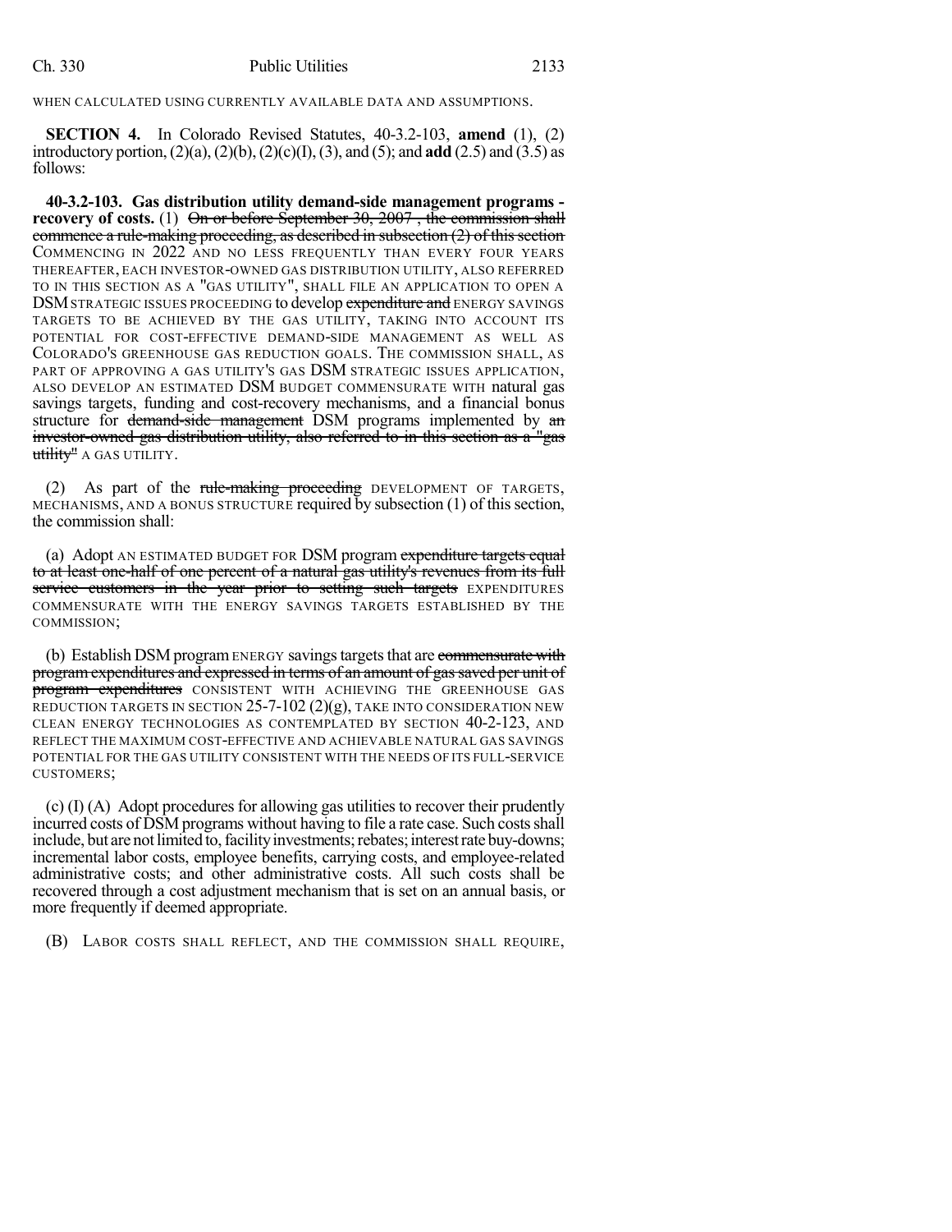WHEN CALCULATED USING CURRENTLY AVAILABLE DATA AND ASSUMPTIONS.

**SECTION 4.** In Colorado Revised Statutes, 40-3.2-103, **amend** (1), (2) introductory portion, (2)(a), (2)(b), (2)(c)(I), (3), and (5); and **add** (2.5) and (3.5) as follows:

**40-3.2-103. Gas distribution utility demand-side management programs - recovery of costs.** (1) ~~On or before September 30, 2007 , the commission shall commence a rule-making proceeding, as described in subsection (2) of this section~~ COMMENCING IN 2022 AND NO LESS FREQUENTLY THAN EVERY FOUR YEARS THEREAFTER, EACH INVESTOR-OWNED GAS DISTRIBUTION UTILITY, ALSO REFERRED TO IN THIS SECTION AS A "GAS UTILITY", SHALL FILE AN APPLICATION TO OPEN A DSM STRATEGIC ISSUES PROCEEDING to develop ~~expenditure and~~ ENERGY SAVINGS TARGETS TO BE ACHIEVED BY THE GAS UTILITY, TAKING INTO ACCOUNT ITS POTENTIAL FOR COST-EFFECTIVE DEMAND-SIDE MANAGEMENT AS WELL AS COLORADO'S GREENHOUSE GAS REDUCTION GOALS. THE COMMISSION SHALL, AS PART OF APPROVING A GAS UTILITY'S GAS DSM STRATEGIC ISSUES APPLICATION, ALSO DEVELOP AN ESTIMATED DSM BUDGET COMMENSURATE WITH natural gas savings targets, funding and cost-recovery mechanisms, and a financial bonus structure for ~~demand-side management~~ DSM programs implemented by ~~an investor-owned gas distribution utility, also referred to in this section as a "gas utility"~~ A GAS UTILITY.

(2) As part of the ~~rule-making proceeding~~ DEVELOPMENT OF TARGETS, MECHANISMS, AND A BONUS STRUCTURE required by subsection (1) of this section, the commission shall:

(a) Adopt AN ESTIMATED BUDGET FOR DSM program ~~expenditure targets equal to at least one-half of one percent of a natural gas utility's revenues from its full service customers in the year prior to setting such targets~~ EXPENDITURES COMMENSURATE WITH THE ENERGY SAVINGS TARGETS ESTABLISHED BY THE COMMISSION;

(b) Establish DSM program ENERGY savings targets that are ~~commensurate with program expenditures and expressed in terms of an amount of gas saved per unit of program expenditures~~ CONSISTENT WITH ACHIEVING THE GREENHOUSE GAS REDUCTION TARGETS IN SECTION 25-7-102 (2)(g), TAKE INTO CONSIDERATION NEW CLEAN ENERGY TECHNOLOGIES AS CONTEMPLATED BY SECTION 40-2-123, AND REFLECT THE MAXIMUM COST-EFFECTIVE AND ACHIEVABLE NATURAL GAS SAVINGS POTENTIAL FOR THE GAS UTILITY CONSISTENT WITH THE NEEDS OF ITS FULL-SERVICE CUSTOMERS;

(c) (I) (A) Adopt procedures for allowing gas utilities to recover their prudently incurred costs of DSM programs without having to file a rate case. Such costs shall include, but are not limited to, facility investments; rebates; interest rate buy-downs; incremental labor costs, employee benefits, carrying costs, and employee-related administrative costs; and other administrative costs. All such costs shall be recovered through a cost adjustment mechanism that is set on an annual basis, or more frequently if deemed appropriate.

(B) LABOR COSTS SHALL REFLECT, AND THE COMMISSION SHALL REQUIRE,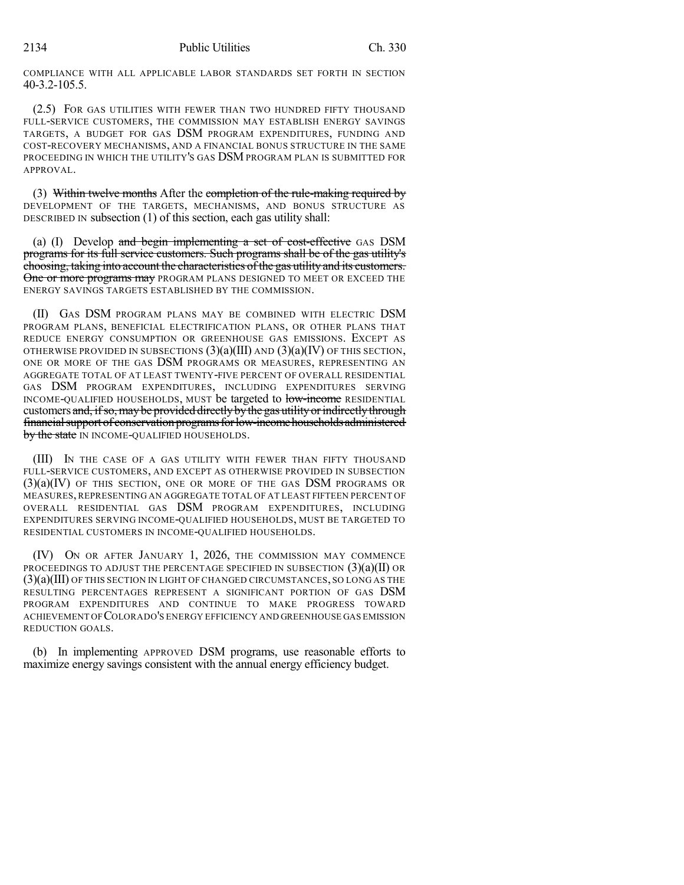COMPLIANCE WITH ALL APPLICABLE LABOR STANDARDS SET FORTH IN SECTION 40-3.2-105.5.

(2.5) FOR GAS UTILITIES WITH FEWER THAN TWO HUNDRED FIFTY THOUSAND FULL-SERVICE CUSTOMERS, THE COMMISSION MAY ESTABLISH ENERGY SAVINGS TARGETS, A BUDGET FOR GAS DSM PROGRAM EXPENDITURES, FUNDING AND COST-RECOVERY MECHANISMS, AND A FINANCIAL BONUS STRUCTURE IN THE SAME PROCEEDING IN WHICH THE UTILITY'S GAS DSM PROGRAM PLAN IS SUBMITTED FOR APPROVAL.

(3) ~~Within twelve months~~ After the ~~completion of the rule-making required by~~ DEVELOPMENT OF THE TARGETS, MECHANISMS, AND BONUS STRUCTURE AS DESCRIBED IN subsection (1) of this section, each gas utility shall:

(a) (I) Develop ~~and begin implementing a set of cost-effective~~ GAS DSM ~~programs for its full service customers. Such programs shall be of the gas utility's choosing, taking into account the characteristics of the gas utility and its customers. One or more programs may~~ PROGRAM PLANS DESIGNED TO MEET OR EXCEED THE ENERGY SAVINGS TARGETS ESTABLISHED BY THE COMMISSION.

(II) GAS DSM PROGRAM PLANS MAY BE COMBINED WITH ELECTRIC DSM PROGRAM PLANS, BENEFICIAL ELECTRIFICATION PLANS, OR OTHER PLANS THAT REDUCE ENERGY CONSUMPTION OR GREENHOUSE GAS EMISSIONS. EXCEPT AS OTHERWISE PROVIDED IN SUBSECTIONS (3)(a)(III) AND (3)(a)(IV) OF THIS SECTION, ONE OR MORE OF THE GAS DSM PROGRAMS OR MEASURES, REPRESENTING AN AGGREGATE TOTAL OF AT LEAST TWENTY-FIVE PERCENT OF OVERALL RESIDENTIAL GAS DSM PROGRAM EXPENDITURES, INCLUDING EXPENDITURES SERVING INCOME-QUALIFIED HOUSEHOLDS, MUST be targeted to ~~low-income~~ RESIDENTIAL customers ~~and, if so, may be provided directly by the gas utility or indirectly through financial support of conservation programs for low-income households administered by the state~~ IN INCOME-QUALIFIED HOUSEHOLDS.

(III) IN THE CASE OF A GAS UTILITY WITH FEWER THAN FIFTY THOUSAND FULL-SERVICE CUSTOMERS, AND EXCEPT AS OTHERWISE PROVIDED IN SUBSECTION (3)(a)(IV) OF THIS SECTION, ONE OR MORE OF THE GAS DSM PROGRAMS OR MEASURES, REPRESENTING AN AGGREGATE TOTAL OF AT LEAST FIFTEEN PERCENT OF OVERALL RESIDENTIAL GAS DSM PROGRAM EXPENDITURES, INCLUDING EXPENDITURES SERVING INCOME-QUALIFIED HOUSEHOLDS, MUST BE TARGETED TO RESIDENTIAL CUSTOMERS IN INCOME-QUALIFIED HOUSEHOLDS.

(IV) ON OR AFTER JANUARY 1, 2026, THE COMMISSION MAY COMMENCE PROCEEDINGS TO ADJUST THE PERCENTAGE SPECIFIED IN SUBSECTION (3)(a)(II) OR (3)(a)(III) OF THIS SECTION IN LIGHT OF CHANGED CIRCUMSTANCES, SO LONG AS THE RESULTING PERCENTAGES REPRESENT A SIGNIFICANT PORTION OF GAS DSM PROGRAM EXPENDITURES AND CONTINUE TO MAKE PROGRESS TOWARD ACHIEVEMENT OF COLORADO'S ENERGY EFFICIENCY AND GREENHOUSE GAS EMISSION REDUCTION GOALS.

(b) In implementing APPROVED DSM programs, use reasonable efforts to maximize energy savings consistent with the annual energy efficiency budget.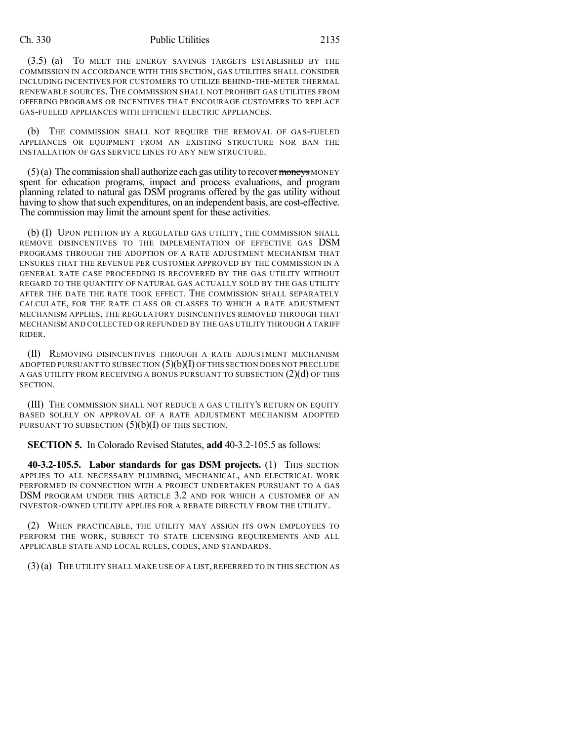(3.5) (a) TO MEET THE ENERGY SAVINGS TARGETS ESTABLISHED BY THE COMMISSION IN ACCORDANCE WITH THIS SECTION, GAS UTILITIES SHALL CONSIDER INCLUDING INCENTIVES FOR CUSTOMERS TO UTILIZE BEHIND-THE-METER THERMAL RENEWABLE SOURCES. THE COMMISSION SHALL NOT PROHIBIT GAS UTILITIES FROM OFFERING PROGRAMS OR INCENTIVES THAT ENCOURAGE CUSTOMERS TO REPLACE GAS-FUELED APPLIANCES WITH EFFICIENT ELECTRIC APPLIANCES.

(b) THE COMMISSION SHALL NOT REQUIRE THE REMOVAL OF GAS-FUELED APPLIANCES OR EQUIPMENT FROM AN EXISTING STRUCTURE NOR BAN THE INSTALLATION OF GAS SERVICE LINES TO ANY NEW STRUCTURE.

(5) (a) The commission shall authorize each gas utility to recover ~~moneys~~ MONEY spent for education programs, impact and process evaluations, and program planning related to natural gas DSM programs offered by the gas utility without having to show that such expenditures, on an independent basis, are cost-effective. The commission may limit the amount spent for these activities.

(b) (I) UPON PETITION BY A REGULATED GAS UTILITY, THE COMMISSION SHALL REMOVE DISINCENTIVES TO THE IMPLEMENTATION OF EFFECTIVE GAS DSM PROGRAMS THROUGH THE ADOPTION OF A RATE ADJUSTMENT MECHANISM THAT ENSURES THAT THE REVENUE PER CUSTOMER APPROVED BY THE COMMISSION IN A GENERAL RATE CASE PROCEEDING IS RECOVERED BY THE GAS UTILITY WITHOUT REGARD TO THE QUANTITY OF NATURAL GAS ACTUALLY SOLD BY THE GAS UTILITY AFTER THE DATE THE RATE TOOK EFFECT. THE COMMISSION SHALL SEPARATELY CALCULATE, FOR THE RATE CLASS OR CLASSES TO WHICH A RATE ADJUSTMENT MECHANISM APPLIES, THE REGULATORY DISINCENTIVES REMOVED THROUGH THAT MECHANISM AND COLLECTED OR REFUNDED BY THE GAS UTILITY THROUGH A TARIFF RIDER.

(II) REMOVING DISINCENTIVES THROUGH A RATE ADJUSTMENT MECHANISM ADOPTED PURSUANT TO SUBSECTION (5)(b)(I) OF THIS SECTION DOES NOT PRECLUDE A GAS UTILITY FROM RECEIVING A BONUS PURSUANT TO SUBSECTION (2)(d) OF THIS SECTION.

(III) THE COMMISSION SHALL NOT REDUCE A GAS UTILITY'S RETURN ON EQUITY BASED SOLELY ON APPROVAL OF A RATE ADJUSTMENT MECHANISM ADOPTED PURSUANT TO SUBSECTION (5)(b)(I) OF THIS SECTION.

**SECTION 5.** In Colorado Revised Statutes, **add** 40-3.2-105.5 as follows:

**40-3.2-105.5. Labor standards for gas DSM projects.** (1) THIS SECTION APPLIES TO ALL NECESSARY PLUMBING, MECHANICAL, AND ELECTRICAL WORK PERFORMED IN CONNECTION WITH A PROJECT UNDERTAKEN PURSUANT TO A GAS DSM PROGRAM UNDER THIS ARTICLE 3.2 AND FOR WHICH A CUSTOMER OF AN INVESTOR-OWNED UTILITY APPLIES FOR A REBATE DIRECTLY FROM THE UTILITY.

(2) WHEN PRACTICABLE, THE UTILITY MAY ASSIGN ITS OWN EMPLOYEES TO PERFORM THE WORK, SUBJECT TO STATE LICENSING REQUIREMENTS AND ALL APPLICABLE STATE AND LOCAL RULES, CODES, AND STANDARDS.

(3) (a) THE UTILITY SHALL MAKE USE OF A LIST, REFERRED TO IN THIS SECTION AS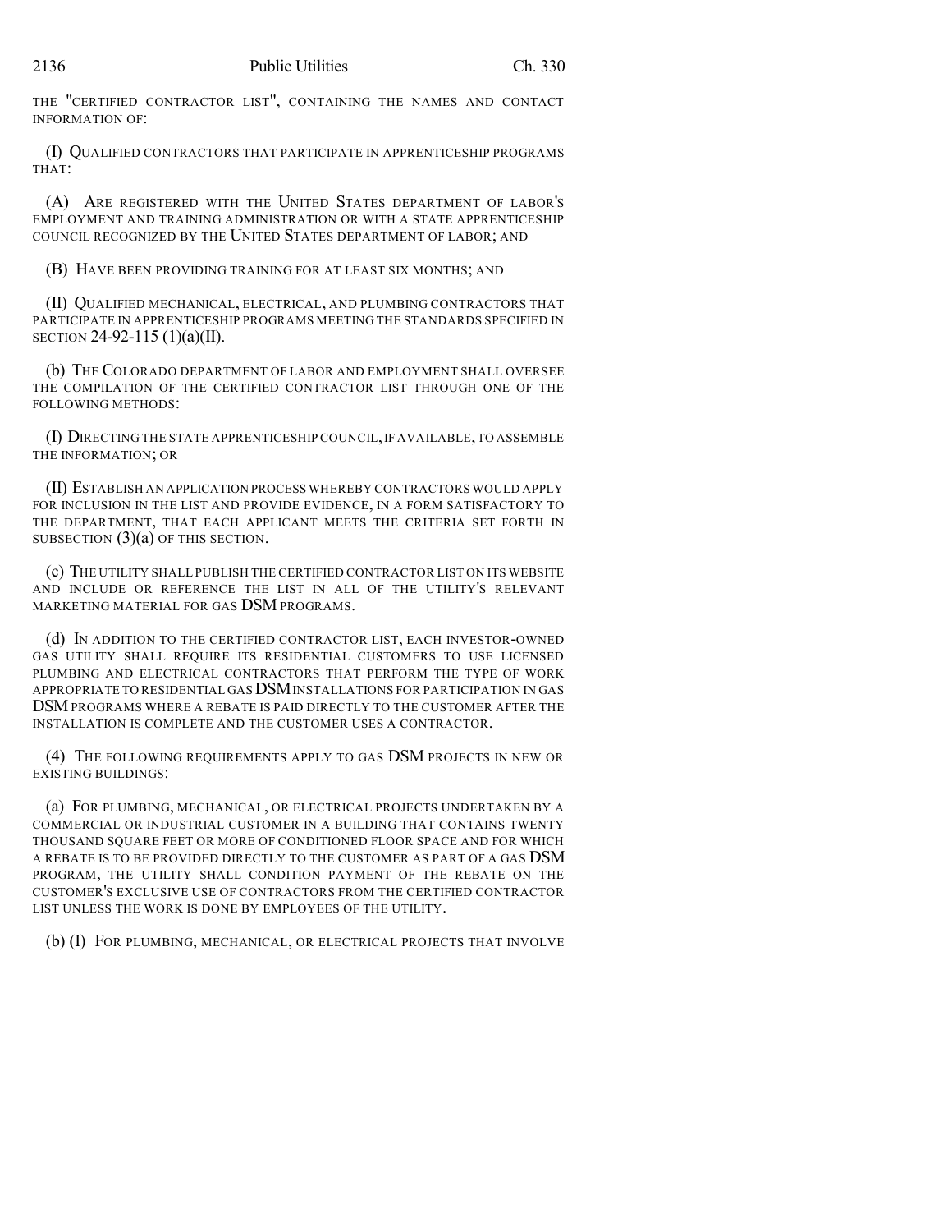THE "CERTIFIED CONTRACTOR LIST", CONTAINING THE NAMES AND CONTACT INFORMATION OF:

(I) QUALIFIED CONTRACTORS THAT PARTICIPATE IN APPRENTICESHIP PROGRAMS THAT:

(A) ARE REGISTERED WITH THE UNITED STATES DEPARTMENT OF LABOR'S EMPLOYMENT AND TRAINING ADMINISTRATION OR WITH A STATE APPRENTICESHIP COUNCIL RECOGNIZED BY THE UNITED STATES DEPARTMENT OF LABOR; AND

(B) HAVE BEEN PROVIDING TRAINING FOR AT LEAST SIX MONTHS; AND

(II) QUALIFIED MECHANICAL, ELECTRICAL, AND PLUMBING CONTRACTORS THAT PARTICIPATE IN APPRENTICESHIP PROGRAMS MEETING THE STANDARDS SPECIFIED IN SECTION 24-92-115 (1)(a)(II).

(b) THE COLORADO DEPARTMENT OF LABOR AND EMPLOYMENT SHALL OVERSEE THE COMPILATION OF THE CERTIFIED CONTRACTOR LIST THROUGH ONE OF THE FOLLOWING METHODS:

(I) DIRECTING THE STATE APPRENTICESHIP COUNCIL, IF AVAILABLE, TO ASSEMBLE THE INFORMATION; OR

(II) ESTABLISH AN APPLICATION PROCESS WHEREBY CONTRACTORS WOULD APPLY FOR INCLUSION IN THE LIST AND PROVIDE EVIDENCE, IN A FORM SATISFACTORY TO THE DEPARTMENT, THAT EACH APPLICANT MEETS THE CRITERIA SET FORTH IN SUBSECTION (3)(a) OF THIS SECTION.

(c) THE UTILITY SHALL PUBLISH THE CERTIFIED CONTRACTOR LIST ON ITS WEBSITE AND INCLUDE OR REFERENCE THE LIST IN ALL OF THE UTILITY'S RELEVANT MARKETING MATERIAL FOR GAS DSM PROGRAMS.

(d) IN ADDITION TO THE CERTIFIED CONTRACTOR LIST, EACH INVESTOR-OWNED GAS UTILITY SHALL REQUIRE ITS RESIDENTIAL CUSTOMERS TO USE LICENSED PLUMBING AND ELECTRICAL CONTRACTORS THAT PERFORM THE TYPE OF WORK APPROPRIATE TO RESIDENTIAL GAS DSM INSTALLATIONS FOR PARTICIPATION IN GAS DSM PROGRAMS WHERE A REBATE IS PAID DIRECTLY TO THE CUSTOMER AFTER THE INSTALLATION IS COMPLETE AND THE CUSTOMER USES A CONTRACTOR.

(4) THE FOLLOWING REQUIREMENTS APPLY TO GAS DSM PROJECTS IN NEW OR EXISTING BUILDINGS:

(a) FOR PLUMBING, MECHANICAL, OR ELECTRICAL PROJECTS UNDERTAKEN BY A COMMERCIAL OR INDUSTRIAL CUSTOMER IN A BUILDING THAT CONTAINS TWENTY THOUSAND SQUARE FEET OR MORE OF CONDITIONED FLOOR SPACE AND FOR WHICH A REBATE IS TO BE PROVIDED DIRECTLY TO THE CUSTOMER AS PART OF A GAS DSM PROGRAM, THE UTILITY SHALL CONDITION PAYMENT OF THE REBATE ON THE CUSTOMER'S EXCLUSIVE USE OF CONTRACTORS FROM THE CERTIFIED CONTRACTOR LIST UNLESS THE WORK IS DONE BY EMPLOYEES OF THE UTILITY.

(b) (I) FOR PLUMBING, MECHANICAL, OR ELECTRICAL PROJECTS THAT INVOLVE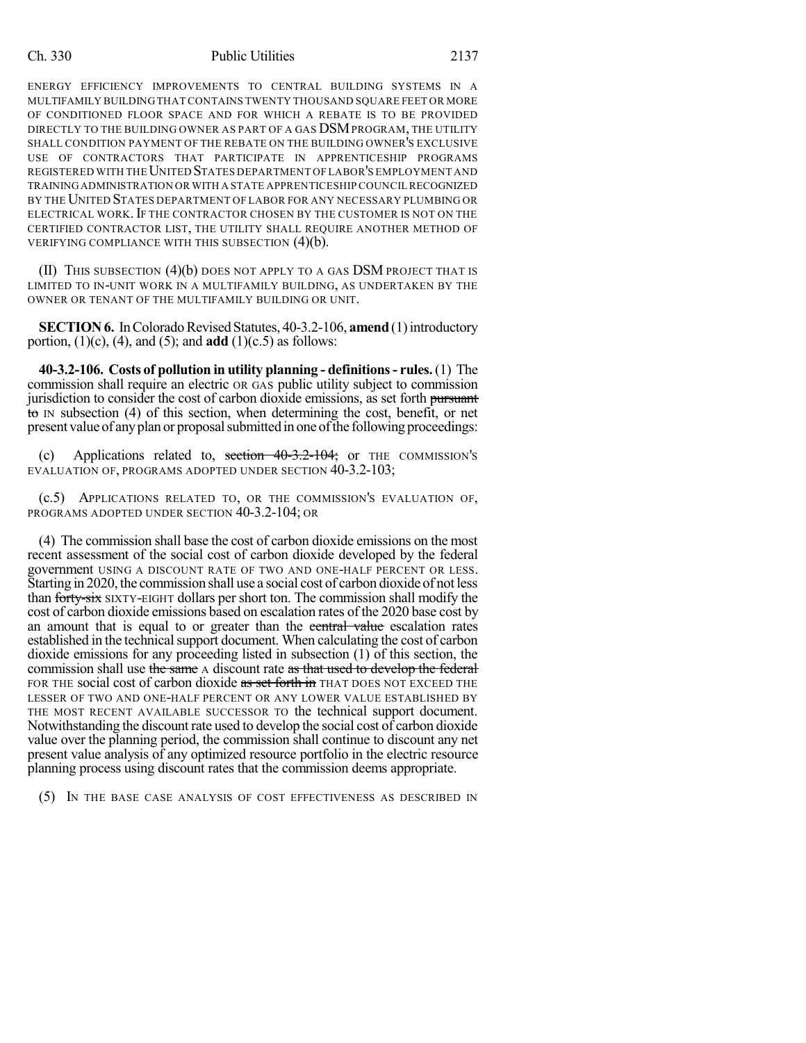ENERGY EFFICIENCY IMPROVEMENTS TO CENTRAL BUILDING SYSTEMS IN A MULTIFAMILY BUILDING THAT CONTAINS TWENTY THOUSAND SQUARE FEET OR MORE OF CONDITIONED FLOOR SPACE AND FOR WHICH A REBATE IS TO BE PROVIDED DIRECTLY TO THE BUILDING OWNER AS PART OF A GAS DSM PROGRAM, THE UTILITY SHALL CONDITION PAYMENT OF THE REBATE ON THE BUILDING OWNER'S EXCLUSIVE USE OF CONTRACTORS THAT PARTICIPATE IN APPRENTICESHIP PROGRAMS REGISTERED WITH THE UNITED STATES DEPARTMENT OF LABOR'S EMPLOYMENT AND TRAINING ADMINISTRATION OR WITH A STATE APPRENTICESHIP COUNCIL RECOGNIZED BY THE UNITED STATES DEPARTMENT OF LABOR FOR ANY NECESSARY PLUMBING OR ELECTRICAL WORK. IF THE CONTRACTOR CHOSEN BY THE CUSTOMER IS NOT ON THE CERTIFIED CONTRACTOR LIST, THE UTILITY SHALL REQUIRE ANOTHER METHOD OF VERIFYING COMPLIANCE WITH THIS SUBSECTION (4)(b).

(II) THIS SUBSECTION (4)(b) DOES NOT APPLY TO A GAS DSM PROJECT THAT IS LIMITED TO IN-UNIT WORK IN A MULTIFAMILY BUILDING, AS UNDERTAKEN BY THE OWNER OR TENANT OF THE MULTIFAMILY BUILDING OR UNIT.

**SECTION 6.** In Colorado Revised Statutes, 40-3.2-106, **amend** (1) introductory portion, (1)(c), (4), and (5); and **add** (1)(c.5) as follows:

**40-3.2-106. Costs of pollution in utility planning - definitions - rules.** (1) The commission shall require an electric OR GAS public utility subject to commission jurisdiction to consider the cost of carbon dioxide emissions, as set forth ~~pursuant to~~ IN subsection (4) of this section, when determining the cost, benefit, or net present value of any plan or proposal submitted in one of the following proceedings:

(c) Applications related to, ~~section 40-3.2-104;~~ or THE COMMISSION'S EVALUATION OF, PROGRAMS ADOPTED UNDER SECTION 40-3.2-103;

(c.5) APPLICATIONS RELATED TO, OR THE COMMISSION'S EVALUATION OF, PROGRAMS ADOPTED UNDER SECTION 40-3.2-104; OR

(4) The commission shall base the cost of carbon dioxide emissions on the most recent assessment of the social cost of carbon dioxide developed by the federal government USING A DISCOUNT RATE OF TWO AND ONE-HALF PERCENT OR LESS. Starting in 2020, the commission shall use a social cost of carbon dioxide of not less than ~~forty-six~~ SIXTY-EIGHT dollars per short ton. The commission shall modify the cost of carbon dioxide emissions based on escalation rates of the 2020 base cost by an amount that is equal to or greater than the ~~central value~~ escalation rates established in the technical support document. When calculating the cost of carbon dioxide emissions for any proceeding listed in subsection (1) of this section, the commission shall use ~~the same~~ A discount rate ~~as that used to develop the federal~~ FOR THE social cost of carbon dioxide ~~as set forth in~~ THAT DOES NOT EXCEED THE LESSER OF TWO AND ONE-HALF PERCENT OR ANY LOWER VALUE ESTABLISHED BY THE MOST RECENT AVAILABLE SUCCESSOR TO the technical support document. Notwithstanding the discount rate used to develop the social cost of carbon dioxide value over the planning period, the commission shall continue to discount any net present value analysis of any optimized resource portfolio in the electric resource planning process using discount rates that the commission deems appropriate.

(5) IN THE BASE CASE ANALYSIS OF COST EFFECTIVENESS AS DESCRIBED IN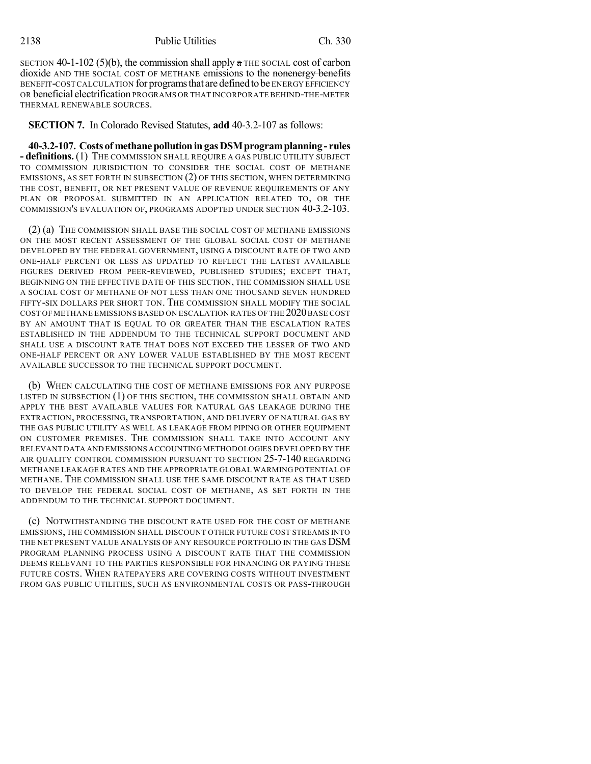SECTION 40-1-102 (5)(b), the commission shall apply ~~a~~ THE SOCIAL cost of carbon dioxide AND THE SOCIAL COST OF METHANE emissions to the ~~nonenergy benefits~~ BENEFIT-COST CALCULATION for programs that are defined to be ENERGY EFFICIENCY OR beneficial electrification PROGRAMS OR THAT INCORPORATE BEHIND-THE-METER THERMAL RENEWABLE SOURCES.

**SECTION 7.** In Colorado Revised Statutes, **add** 40-3.2-107 as follows:

**40-3.2-107. Costs of methane pollution in gas DSM program planning - rules - definitions.** (1) THE COMMISSION SHALL REQUIRE A GAS PUBLIC UTILITY SUBJECT TO COMMISSION JURISDICTION TO CONSIDER THE SOCIAL COST OF METHANE EMISSIONS, AS SET FORTH IN SUBSECTION (2) OF THIS SECTION, WHEN DETERMINING THE COST, BENEFIT, OR NET PRESENT VALUE OF REVENUE REQUIREMENTS OF ANY PLAN OR PROPOSAL SUBMITTED IN AN APPLICATION RELATED TO, OR THE COMMISSION'S EVALUATION OF, PROGRAMS ADOPTED UNDER SECTION 40-3.2-103.

(2) (a) THE COMMISSION SHALL BASE THE SOCIAL COST OF METHANE EMISSIONS ON THE MOST RECENT ASSESSMENT OF THE GLOBAL SOCIAL COST OF METHANE DEVELOPED BY THE FEDERAL GOVERNMENT, USING A DISCOUNT RATE OF TWO AND ONE-HALF PERCENT OR LESS AS UPDATED TO REFLECT THE LATEST AVAILABLE FIGURES DERIVED FROM PEER-REVIEWED, PUBLISHED STUDIES; EXCEPT THAT, BEGINNING ON THE EFFECTIVE DATE OF THIS SECTION, THE COMMISSION SHALL USE A SOCIAL COST OF METHANE OF NOT LESS THAN ONE THOUSAND SEVEN HUNDRED FIFTY-SIX DOLLARS PER SHORT TON. THE COMMISSION SHALL MODIFY THE SOCIAL COST OF METHANE EMISSIONS BASED ON ESCALATION RATES OF THE 2020 BASE COST BY AN AMOUNT THAT IS EQUAL TO OR GREATER THAN THE ESCALATION RATES ESTABLISHED IN THE ADDENDUM TO THE TECHNICAL SUPPORT DOCUMENT AND SHALL USE A DISCOUNT RATE THAT DOES NOT EXCEED THE LESSER OF TWO AND ONE-HALF PERCENT OR ANY LOWER VALUE ESTABLISHED BY THE MOST RECENT AVAILABLE SUCCESSOR TO THE TECHNICAL SUPPORT DOCUMENT.

(b) WHEN CALCULATING THE COST OF METHANE EMISSIONS FOR ANY PURPOSE LISTED IN SUBSECTION (1) OF THIS SECTION, THE COMMISSION SHALL OBTAIN AND APPLY THE BEST AVAILABLE VALUES FOR NATURAL GAS LEAKAGE DURING THE EXTRACTION, PROCESSING, TRANSPORTATION, AND DELIVERY OF NATURAL GAS BY THE GAS PUBLIC UTILITY AS WELL AS LEAKAGE FROM PIPING OR OTHER EQUIPMENT ON CUSTOMER PREMISES. THE COMMISSION SHALL TAKE INTO ACCOUNT ANY RELEVANT DATA AND EMISSIONS ACCOUNTING METHODOLOGIES DEVELOPED BY THE AIR QUALITY CONTROL COMMISSION PURSUANT TO SECTION 25-7-140 REGARDING METHANE LEAKAGE RATES AND THE APPROPRIATE GLOBAL WARMING POTENTIAL OF METHANE. THE COMMISSION SHALL USE THE SAME DISCOUNT RATE AS THAT USED TO DEVELOP THE FEDERAL SOCIAL COST OF METHANE, AS SET FORTH IN THE ADDENDUM TO THE TECHNICAL SUPPORT DOCUMENT.

(c) NOTWITHSTANDING THE DISCOUNT RATE USED FOR THE COST OF METHANE EMISSIONS, THE COMMISSION SHALL DISCOUNT OTHER FUTURE COST STREAMS INTO THE NET PRESENT VALUE ANALYSIS OF ANY RESOURCE PORTFOLIO IN THE GAS DSM PROGRAM PLANNING PROCESS USING A DISCOUNT RATE THAT THE COMMISSION DEEMS RELEVANT TO THE PARTIES RESPONSIBLE FOR FINANCING OR PAYING THESE FUTURE COSTS. WHEN RATEPAYERS ARE COVERING COSTS WITHOUT INVESTMENT FROM GAS PUBLIC UTILITIES, SUCH AS ENVIRONMENTAL COSTS OR PASS-THROUGH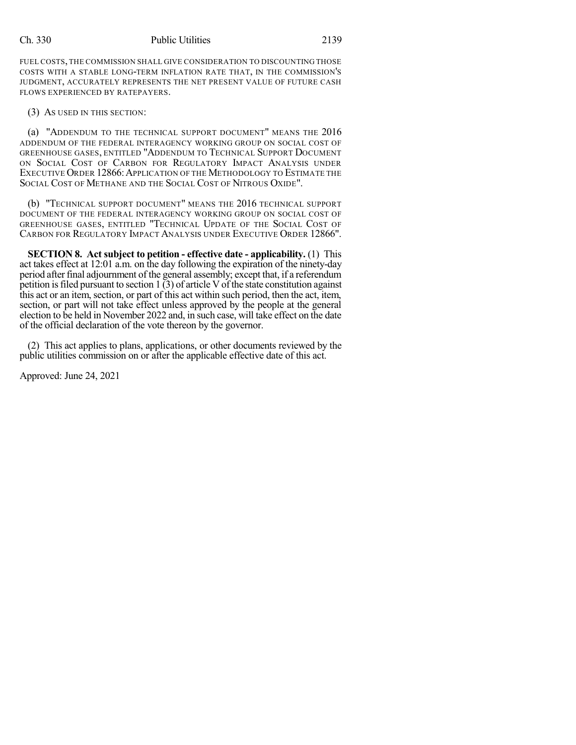FUEL COSTS, THE COMMISSION SHALL GIVE CONSIDERATION TO DISCOUNTING THOSE COSTS WITH A STABLE LONG-TERM INFLATION RATE THAT, IN THE COMMISSION'S JUDGMENT, ACCURATELY REPRESENTS THE NET PRESENT VALUE OF FUTURE CASH FLOWS EXPERIENCED BY RATEPAYERS.

(3) AS USED IN THIS SECTION:

(a) "ADDENDUM TO THE TECHNICAL SUPPORT DOCUMENT" MEANS THE 2016 ADDENDUM OF THE FEDERAL INTERAGENCY WORKING GROUP ON SOCIAL COST OF GREENHOUSE GASES, ENTITLED "ADDENDUM TO TECHNICAL SUPPORT DOCUMENT ON SOCIAL COST OF CARBON FOR REGULATORY IMPACT ANALYSIS UNDER EXECUTIVE ORDER 12866: APPLICATION OF THE METHODOLOGY TO ESTIMATE THE SOCIAL COST OF METHANE AND THE SOCIAL COST OF NITROUS OXIDE".

(b) "TECHNICAL SUPPORT DOCUMENT" MEANS THE 2016 TECHNICAL SUPPORT DOCUMENT OF THE FEDERAL INTERAGENCY WORKING GROUP ON SOCIAL COST OF GREENHOUSE GASES, ENTITLED "TECHNICAL UPDATE OF THE SOCIAL COST OF CARBON FOR REGULATORY IMPACT ANALYSIS UNDER EXECUTIVE ORDER 12866".

**SECTION 8. Act subject to petition - effective date - applicability.** (1) This act takes effect at 12:01 a.m. on the day following the expiration of the ninety-day period after final adjournment of the general assembly; except that, if a referendum petition is filed pursuant to section 1 (3) of article V of the state constitution against this act or an item, section, or part of this act within such period, then the act, item, section, or part will not take effect unless approved by the people at the general election to be held in November 2022 and, in such case, will take effect on the date of the official declaration of the vote thereon by the governor.

(2) This act applies to plans, applications, or other documents reviewed by the public utilities commission on or after the applicable effective date of this act.

Approved: June 24, 2021